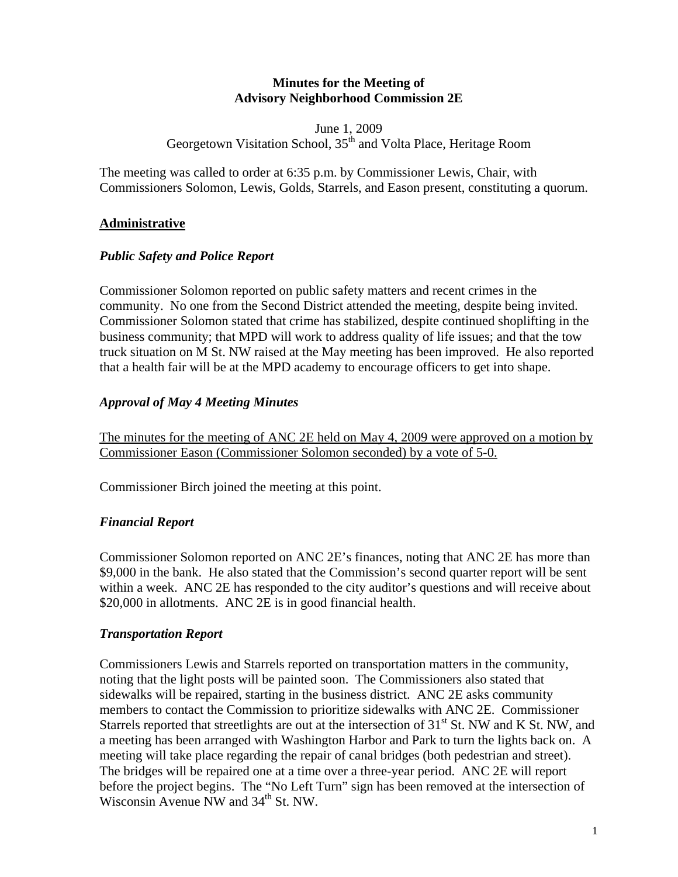**Minutes for the Meeting of**
**Advisory Neighborhood Commission 2E**

June 1, 2009
Georgetown Visitation School, 35th and Volta Place, Heritage Room

The meeting was called to order at 6:35 p.m. by Commissioner Lewis, Chair, with Commissioners Solomon, Lewis, Golds, Starrels, and Eason present, constituting a quorum.

## Administrative

### *Public Safety and Police Report*

Commissioner Solomon reported on public safety matters and recent crimes in the community. No one from the Second District attended the meeting, despite being invited. Commissioner Solomon stated that crime has stabilized, despite continued shoplifting in the business community; that MPD will work to address quality of life issues; and that the tow truck situation on M St. NW raised at the May meeting has been improved. He also reported that a health fair will be at the MPD academy to encourage officers to get into shape.

### *Approval of May 4 Meeting Minutes*

<u>The minutes for the meeting of ANC 2E held on May 4, 2009 were approved on a motion by Commissioner Eason (Commissioner Solomon seconded) by a vote of 5-0.</u>

Commissioner Birch joined the meeting at this point.

### *Financial Report*

Commissioner Solomon reported on ANC 2E's finances, noting that ANC 2E has more than $9,000 in the bank. He also stated that the Commission's second quarter report will be sent within a week. ANC 2E has responded to the city auditor's questions and will receive about $20,000 in allotments. ANC 2E is in good financial health.

### *Transportation Report*

Commissioners Lewis and Starrels reported on transportation matters in the community, noting that the light posts will be painted soon. The Commissioners also stated that sidewalks will be repaired, starting in the business district. ANC 2E asks community members to contact the Commission to prioritize sidewalks with ANC 2E. Commissioner Starrels reported that streetlights are out at the intersection of 31st St. NW and K St. NW, and a meeting has been arranged with Washington Harbor and Park to turn the lights back on. A meeting will take place regarding the repair of canal bridges (both pedestrian and street). The bridges will be repaired one at a time over a three-year period. ANC 2E will report before the project begins. The "No Left Turn" sign has been removed at the intersection of Wisconsin Avenue NW and 34th St. NW.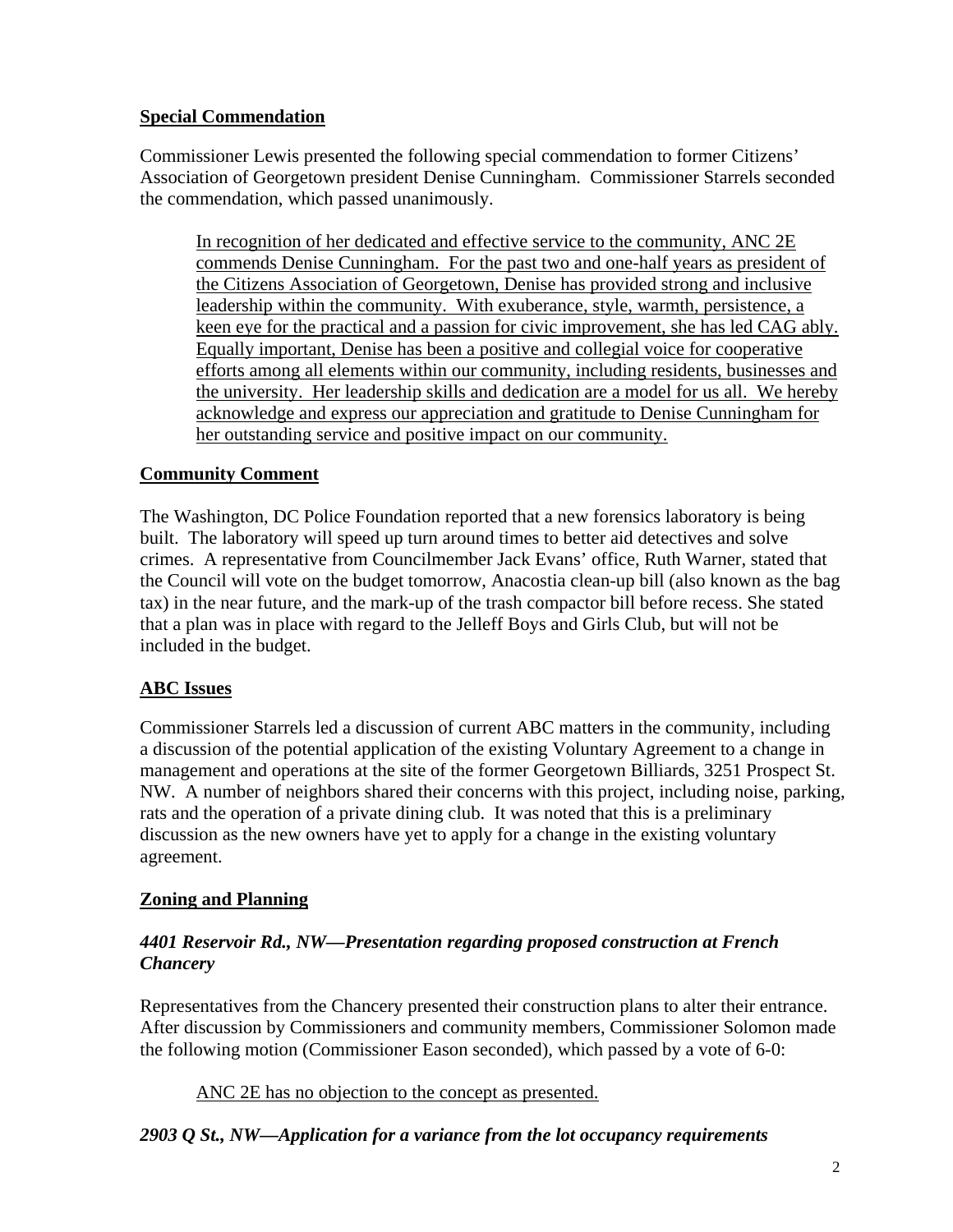## Special Commendation

Commissioner Lewis presented the following special commendation to former Citizens' Association of Georgetown president Denise Cunningham. Commissioner Starrels seconded the commendation, which passed unanimously.

> In recognition of her dedicated and effective service to the community, ANC 2E commends Denise Cunningham. For the past two and one-half years as president of the Citizens Association of Georgetown, Denise has provided strong and inclusive leadership within the community. With exuberance, style, warmth, persistence, a keen eye for the practical and a passion for civic improvement, she has led CAG ably. Equally important, Denise has been a positive and collegial voice for cooperative efforts among all elements within our community, including residents, businesses and the university. Her leadership skills and dedication are a model for us all. We hereby acknowledge and express our appreciation and gratitude to Denise Cunningham for her outstanding service and positive impact on our community.

## Community Comment

The Washington, DC Police Foundation reported that a new forensics laboratory is being built. The laboratory will speed up turn around times to better aid detectives and solve crimes. A representative from Councilmember Jack Evans' office, Ruth Warner, stated that the Council will vote on the budget tomorrow, Anacostia clean-up bill (also known as the bag tax) in the near future, and the mark-up of the trash compactor bill before recess. She stated that a plan was in place with regard to the Jelleff Boys and Girls Club, but will not be included in the budget.

## ABC Issues

Commissioner Starrels led a discussion of current ABC matters in the community, including a discussion of the potential application of the existing Voluntary Agreement to a change in management and operations at the site of the former Georgetown Billiards, 3251 Prospect St. NW. A number of neighbors shared their concerns with this project, including noise, parking, rats and the operation of a private dining club. It was noted that this is a preliminary discussion as the new owners have yet to apply for a change in the existing voluntary agreement.

## Zoning and Planning

### *4401 Reservoir Rd., NW—Presentation regarding proposed construction at French Chancery*

Representatives from the Chancery presented their construction plans to alter their entrance. After discussion by Commissioners and community members, Commissioner Solomon made the following motion (Commissioner Eason seconded), which passed by a vote of 6-0:

> ANC 2E has no objection to the concept as presented.

### *2903 Q St., NW—Application for a variance from the lot occupancy requirements*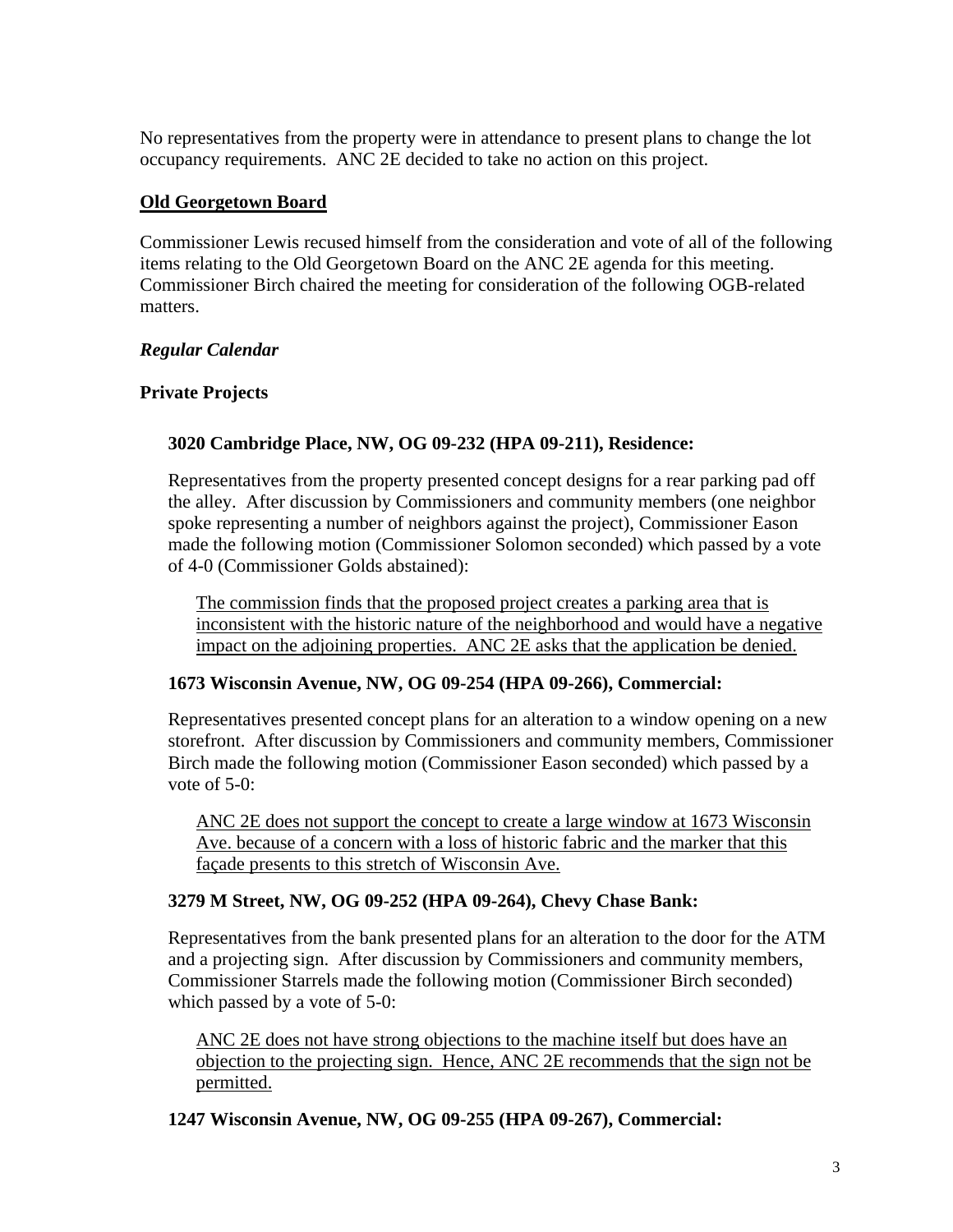No representatives from the property were in attendance to present plans to change the lot occupancy requirements. ANC 2E decided to take no action on this project.

## <u>Old Georgetown Board</u>

Commissioner Lewis recused himself from the consideration and vote of all of the following items relating to the Old Georgetown Board on the ANC 2E agenda for this meeting. Commissioner Birch chaired the meeting for consideration of the following OGB-related matters.

### *Regular Calendar*

### Private Projects

**3020 Cambridge Place, NW, OG 09-232 (HPA 09-211), Residence:**

Representatives from the property presented concept designs for a rear parking pad off the alley. After discussion by Commissioners and community members (one neighbor spoke representing a number of neighbors against the project), Commissioner Eason made the following motion (Commissioner Solomon seconded) which passed by a vote of 4-0 (Commissioner Golds abstained):

> <u>The commission finds that the proposed project creates a parking area that is inconsistent with the historic nature of the neighborhood and would have a negative impact on the adjoining properties. ANC 2E asks that the application be denied.</u>

**1673 Wisconsin Avenue, NW, OG 09-254 (HPA 09-266), Commercial:**

Representatives presented concept plans for an alteration to a window opening on a new storefront. After discussion by Commissioners and community members, Commissioner Birch made the following motion (Commissioner Eason seconded) which passed by a vote of 5-0:

> <u>ANC 2E does not support the concept to create a large window at 1673 Wisconsin Ave. because of a concern with a loss of historic fabric and the marker that this façade presents to this stretch of Wisconsin Ave.</u>

**3279 M Street, NW, OG 09-252 (HPA 09-264), Chevy Chase Bank:**

Representatives from the bank presented plans for an alteration to the door for the ATM and a projecting sign. After discussion by Commissioners and community members, Commissioner Starrels made the following motion (Commissioner Birch seconded) which passed by a vote of 5-0:

> <u>ANC 2E does not have strong objections to the machine itself but does have an objection to the projecting sign. Hence, ANC 2E recommends that the sign not be permitted.</u>

**1247 Wisconsin Avenue, NW, OG 09-255 (HPA 09-267), Commercial:**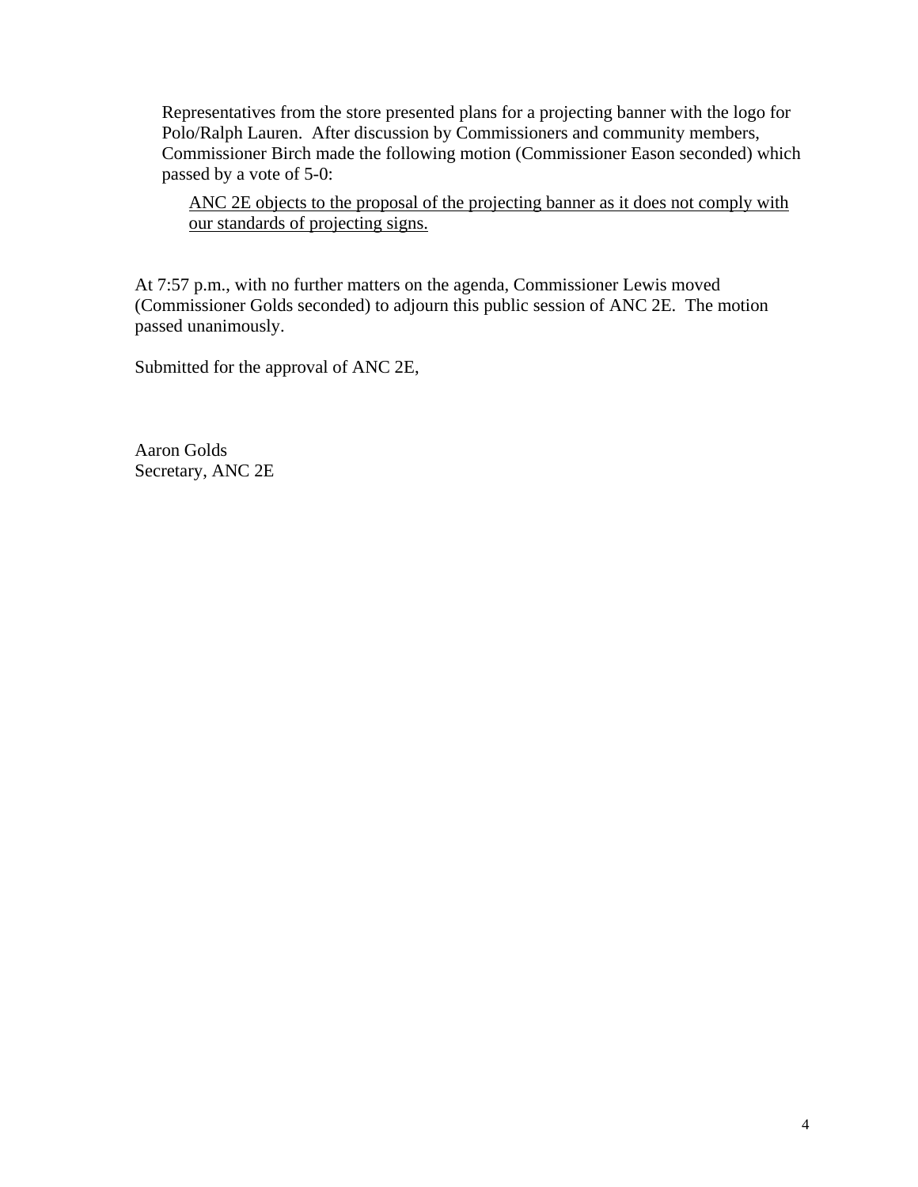Representatives from the store presented plans for a projecting banner with the logo for Polo/Ralph Lauren. After discussion by Commissioners and community members, Commissioner Birch made the following motion (Commissioner Eason seconded) which passed by a vote of 5-0:

> ANC 2E objects to the proposal of the projecting banner as it does not comply with our standards of projecting signs.

At 7:57 p.m., with no further matters on the agenda, Commissioner Lewis moved (Commissioner Golds seconded) to adjourn this public session of ANC 2E. The motion passed unanimously.

Submitted for the approval of ANC 2E,

Aaron Golds
Secretary, ANC 2E